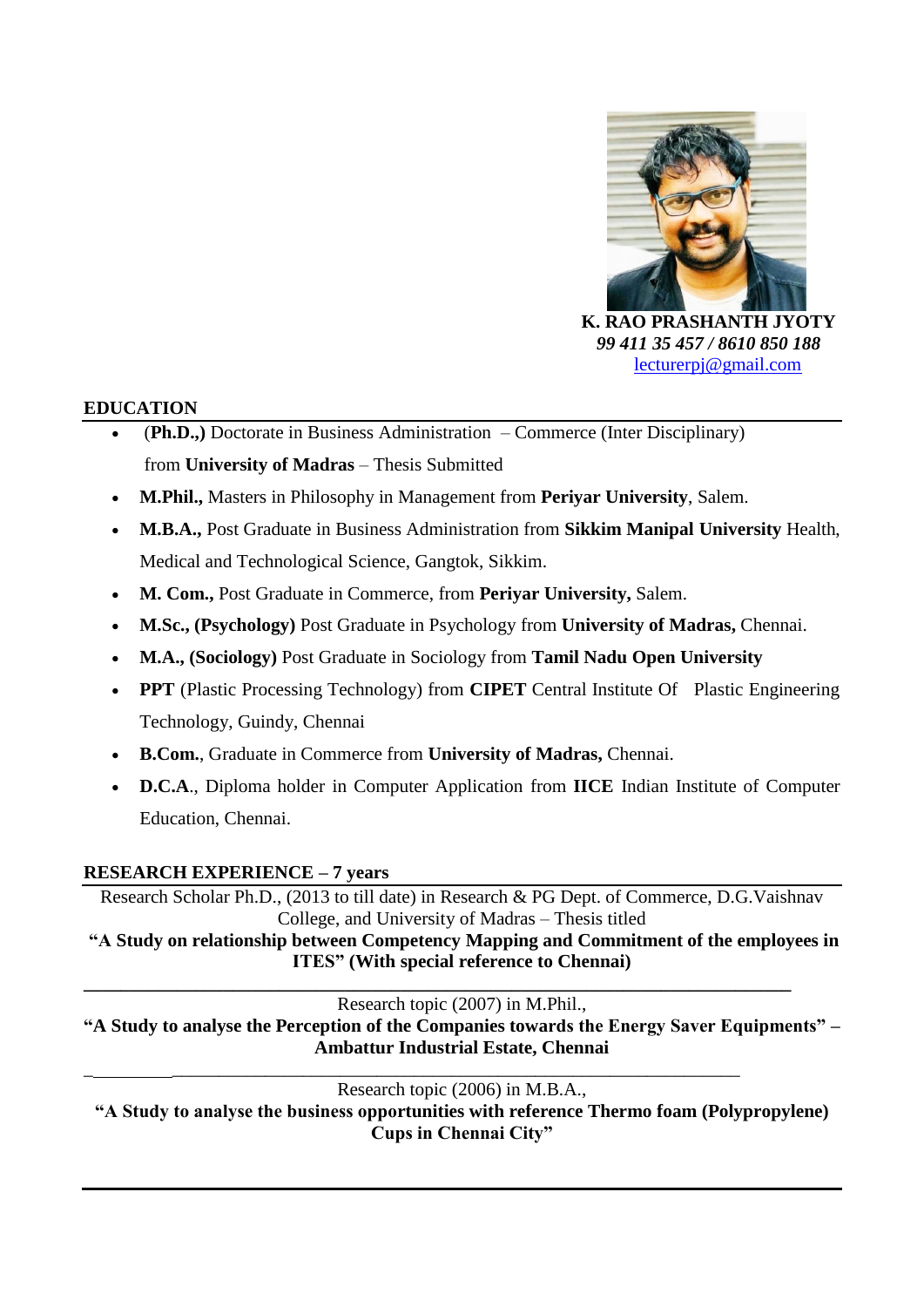**K. RAO PRASHANTH JYOTY**
*99 411 35 457 / 8610 850 188*
lecturerpj@gmail.com

## EDUCATION

- (**Ph.D.,)** Doctorate in Business Administration – Commerce (Inter Disciplinary) from **University of Madras** – Thesis Submitted
- **M.Phil.,** Masters in Philosophy in Management from **Periyar University**, Salem.
- **M.B.A.,** Post Graduate in Business Administration from **Sikkim Manipal University** Health, Medical and Technological Science, Gangtok, Sikkim.
- **M. Com.,** Post Graduate in Commerce, from **Periyar University,** Salem.
- **M.Sc., (Psychology)** Post Graduate in Psychology from **University of Madras,** Chennai.
- **M.A., (Sociology)** Post Graduate in Sociology from **Tamil Nadu Open University**
- **PPT** (Plastic Processing Technology) from **CIPET** Central Institute Of Plastic Engineering Technology, Guindy, Chennai
- **B.Com.**, Graduate in Commerce from **University of Madras,** Chennai.
- **D.C.A**., Diploma holder in Computer Application from **IICE** Indian Institute of Computer Education, Chennai.

## RESEARCH EXPERIENCE – 7 years

Research Scholar Ph.D., (2013 to till date) in Research & PG Dept. of Commerce, D.G.Vaishnav College, and University of Madras – Thesis titled

**"A Study on relationship between Competency Mapping and Commitment of the employees in ITES" (With special reference to Chennai)**

---

Research topic (2007) in M.Phil.,

**"A Study to analyse the Perception of the Companies towards the Energy Saver Equipments" – Ambattur Industrial Estate, Chennai**

---

Research topic (2006) in M.B.A.,

**"A Study to analyse the business opportunities with reference Thermo foam (Polypropylene) Cups in Chennai City"**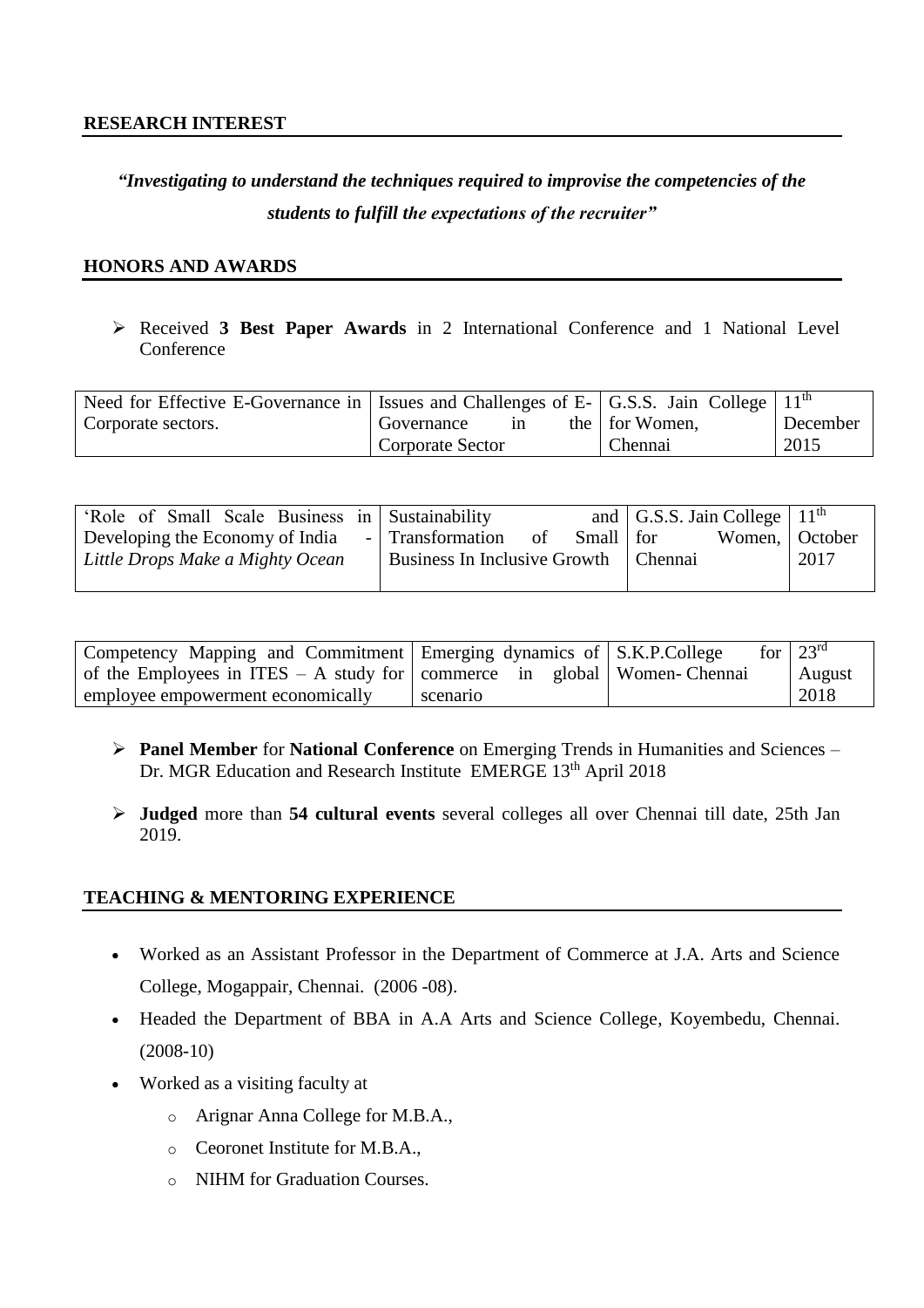## RESEARCH INTEREST

***"Investigating to understand the techniques required to improvise the competencies of the students to fulfill the expectations of the recruiter"***

## HONORS AND AWARDS

- Received **3 Best Paper Awards** in 2 International Conference and 1 National Level Conference

| Need for Effective E-Governance in Corporate sectors. | Issues and Challenges of E-Governance in the Corporate Sector | G.S.S. Jain College for Women, Chennai | 11th December 2015 |
|---|---|---|---|

| 'Role of Small Scale Business in Developing the Economy of India - *Little Drops Make a Mighty Ocean* | Sustainability and Transformation of Small Business In Inclusive Growth | G.S.S. Jain College for Women, Chennai | 11th October 2017 |
|---|---|---|---|

| Competency Mapping and Commitment of the Employees in ITES – A study for employee empowerment economically | Emerging dynamics of commerce in global scenario | S.K.P.College for Women- Chennai | 23rd August 2018 |
|---|---|---|---|

- **Panel Member** for **National Conference** on Emerging Trends in Humanities and Sciences – Dr. MGR Education and Research Institute EMERGE 13th April 2018
- **Judged** more than **54 cultural events** several colleges all over Chennai till date, 25th Jan 2019.

## TEACHING & MENTORING EXPERIENCE

- Worked as an Assistant Professor in the Department of Commerce at J.A. Arts and Science College, Mogappair, Chennai. (2006 -08).
- Headed the Department of BBA in A.A Arts and Science College, Koyembedu, Chennai. (2008-10)
- Worked as a visiting faculty at
  - Arignar Anna College for M.B.A.,
  - Ceoronet Institute for M.B.A.,
  - NIHM for Graduation Courses.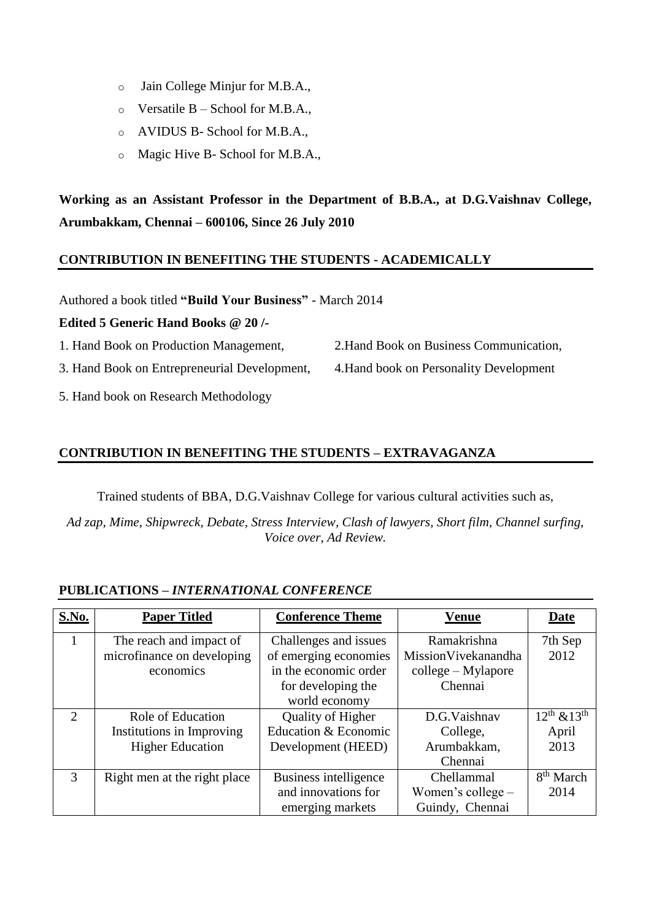- Jain College Minjur for M.B.A.,
- Versatile B – School for M.B.A.,
- AVIDUS B- School for M.B.A.,
- Magic Hive B- School for M.B.A.,

**Working as an Assistant Professor in the Department of B.B.A., at D.G.Vaishnav College, Arumbakkam, Chennai – 600106, Since 26 July 2010**

## CONTRIBUTION IN BENEFITING THE STUDENTS - ACADEMICALLY

Authored a book titled **"Build Your Business"** - March 2014

**Edited 5 Generic Hand Books @ 20 /-**

1. Hand Book on Production Management,
2. Hand Book on Business Communication,
3. Hand Book on Entrepreneurial Development,
4. Hand book on Personality Development
5. Hand book on Research Methodology

## CONTRIBUTION IN BENEFITING THE STUDENTS – EXTRAVAGANZA

Trained students of BBA, D.G.Vaishnav College for various cultural activities such as,

*Ad zap, Mime, Shipwreck, Debate, Stress Interview, Clash of lawyers, Short film, Channel surfing, Voice over, Ad Review.*

## PUBLICATIONS – *INTERNATIONAL CONFERENCE*

| S.No. | Paper Titled | Conference Theme | Venue | Date |
|---|---|---|---|---|
| 1 | The reach and impact of microfinance on developing economics | Challenges and issues of emerging economies in the economic order for developing the world economy | Ramakrishna MissionVivekanandha college – Mylapore Chennai | 7th Sep 2012 |
| 2 | Role of Education Institutions in Improving Higher Education | Quality of Higher Education & Economic Development (HEED) | D.G.Vaishnav College, Arumbakkam, Chennai | 12th &13th April 2013 |
| 3 | Right men at the right place | Business intelligence and innovations for emerging markets | Chellammal Women's college – Guindy, Chennai | 8th March 2014 |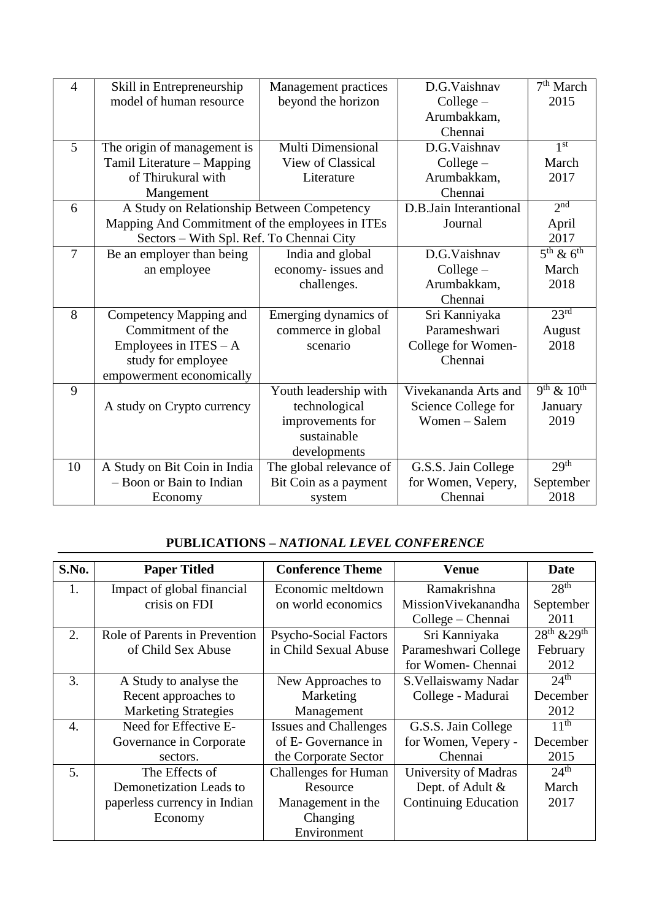| | | | | |
|---|---|---|---|---|
| 4 | Skill in Entrepreneurship model of human resource | Management practices beyond the horizon | D.G.Vaishnav College – Arumbakkam, Chennai | 7th March 2015 |
| 5 | The origin of management is Tamil Literature – Mapping of Thirukural with Mangement | Multi Dimensional View of Classical Literature | D.G.Vaishnav College – Arumbakkam, Chennai | 1st March 2017 |
| 6 | A Study on Relationship Between Competency Mapping And Commitment of the employees in ITEs Sectors – With Spl. Ref. To Chennai City | | D.B.Jain Interantional Journal | 2nd April 2017 |
| 7 | Be an employer than being an employee | India and global economy- issues and challenges. | D.G.Vaishnav College – Arumbakkam, Chennai | 5th & 6th March 2018 |
| 8 | Competency Mapping and Commitment of the Employees in ITES – A study for employee empowerment economically | Emerging dynamics of commerce in global scenario | Sri Kanniyaka Parameshwari College for Women- Chennai | 23rd August 2018 |
| 9 | A study on Crypto currency | Youth leadership with technological improvements for sustainable developments | Vivekananda Arts and Science College for Women – Salem | 9th & 10th January 2019 |
| 10 | A Study on Bit Coin in India – Boon or Bain to Indian Economy | The global relevance of Bit Coin as a payment system | G.S.S. Jain College for Women, Vepery, Chennai | 29th September 2018 |

## PUBLICATIONS – *NATIONAL LEVEL CONFERENCE*

| S.No. | Paper Titled | Conference Theme | Venue | Date |
|---|---|---|---|---|
| 1. | Impact of global financial crisis on FDI | Economic meltdown on world economics | Ramakrishna MissionVivekanandha College – Chennai | 28th September 2011 |
| 2. | Role of Parents in Prevention of Child Sex Abuse | Psycho-Social Factors in Child Sexual Abuse | Sri Kanniyaka Parameshwari College for Women- Chennai | 28th &29th February 2012 |
| 3. | A Study to analyse the Recent approaches to Marketing Strategies | New Approaches to Marketing Management | S.Vellaiswamy Nadar College - Madurai | 24th December 2012 |
| 4. | Need for Effective E-Governance in Corporate sectors. | Issues and Challenges of E- Governance in the Corporate Sector | G.S.S. Jain College for Women, Vepery - Chennai | 11th December 2015 |
| 5. | The Effects of Demonetization Leads to paperless currency in Indian Economy | Challenges for Human Resource Management in the Changing Environment | University of Madras Dept. of Adult & Continuing Education | 24th March 2017 |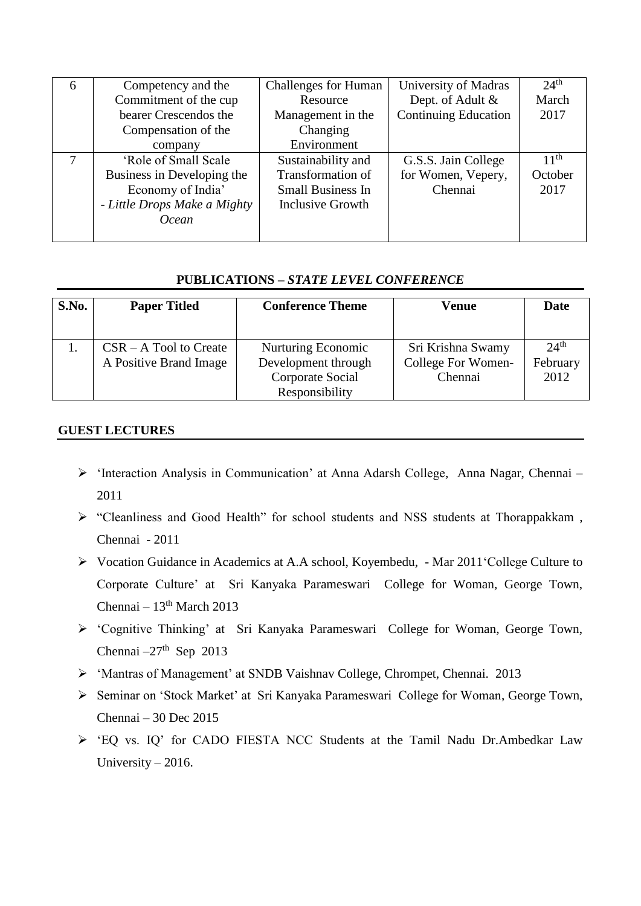| 6 | Competency and the Commitment of the cup bearer Crescendos the Compensation of the company | Challenges for Human Resource Management in the Changing Environment | University of Madras Dept. of Adult & Continuing Education | 24th March 2017 |
|---|---|---|---|---|
| 7 | 'Role of Small Scale Business in Developing the Economy of India' - *Little Drops Make a Mighty Ocean* | Sustainability and Transformation of Small Business In Inclusive Growth | G.S.S. Jain College for Women, Vepery, Chennai | 11th October 2017 |

## PUBLICATIONS – *STATE LEVEL CONFERENCE*

| S.No. | Paper Titled | Conference Theme | Venue | Date |
|---|---|---|---|---|
| 1. | CSR – A Tool to Create A Positive Brand Image | Nurturing Economic Development through Corporate Social Responsibility | Sri Krishna Swamy College For Women- Chennai | 24th February 2012 |

## GUEST LECTURES

- 'Interaction Analysis in Communication' at Anna Adarsh College, Anna Nagar, Chennai – 2011
- "Cleanliness and Good Health" for school students and NSS students at Thorappakkam , Chennai - 2011
- Vocation Guidance in Academics at A.A school, Koyembedu, - Mar 2011'College Culture to Corporate Culture' at Sri Kanyaka Parameswari College for Woman, George Town, Chennai – 13th March 2013
- 'Cognitive Thinking' at Sri Kanyaka Parameswari College for Woman, George Town, Chennai –27th Sep 2013
- 'Mantras of Management' at SNDB Vaishnav College, Chrompet, Chennai. 2013
- Seminar on 'Stock Market' at Sri Kanyaka Parameswari College for Woman, George Town, Chennai – 30 Dec 2015
- 'EQ vs. IQ' for CADO FIESTA NCC Students at the Tamil Nadu Dr.Ambedkar Law University – 2016.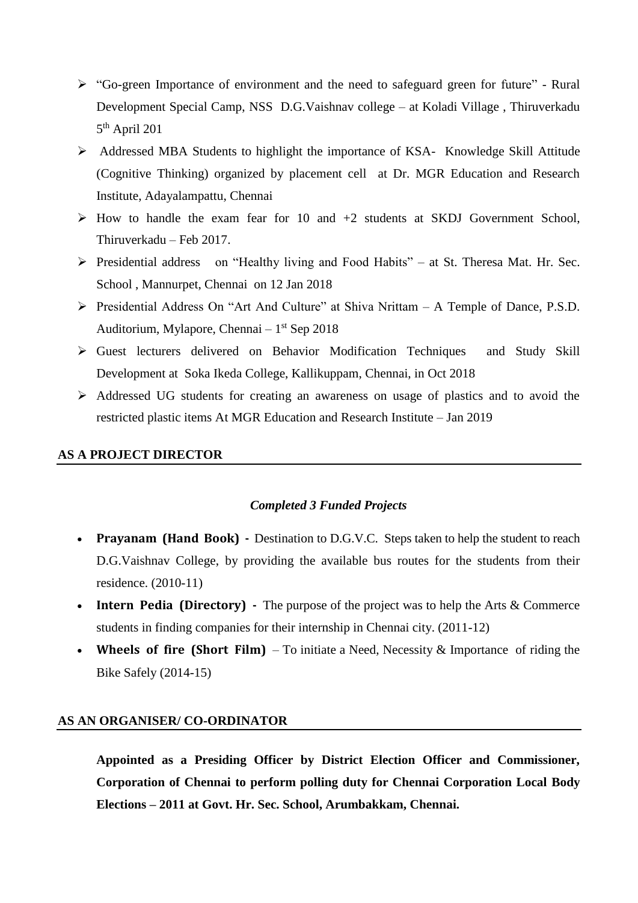- "Go-green Importance of environment and the need to safeguard green for future" - Rural Development Special Camp, NSS D.G.Vaishnav college – at Koladi Village , Thiruverkadu 5th April 201
- Addressed MBA Students to highlight the importance of KSA- Knowledge Skill Attitude (Cognitive Thinking) organized by placement cell at Dr. MGR Education and Research Institute, Adayalampattu, Chennai
- How to handle the exam fear for 10 and +2 students at SKDJ Government School, Thiruverkadu – Feb 2017.
- Presidential address on "Healthy living and Food Habits" – at St. Theresa Mat. Hr. Sec. School , Mannurpet, Chennai on 12 Jan 2018
- Presidential Address On "Art And Culture" at Shiva Nrittam – A Temple of Dance, P.S.D. Auditorium, Mylapore, Chennai – 1st Sep 2018
- Guest lecturers delivered on Behavior Modification Techniques and Study Skill Development at Soka Ikeda College, Kallikuppam, Chennai, in Oct 2018
- Addressed UG students for creating an awareness on usage of plastics and to avoid the restricted plastic items At MGR Education and Research Institute – Jan 2019

## AS A PROJECT DIRECTOR

***Completed 3 Funded Projects***

- **Prayanam (Hand Book) -** Destination to D.G.V.C. Steps taken to help the student to reach D.G.Vaishnav College, by providing the available bus routes for the students from their residence. (2010-11)
- **Intern Pedia (Directory) -** The purpose of the project was to help the Arts & Commerce students in finding companies for their internship in Chennai city. (2011-12)
- **Wheels of fire (Short Film)** – To initiate a Need, Necessity & Importance of riding the Bike Safely (2014-15)

## AS AN ORGANISER/ CO-ORDINATOR

**Appointed as a Presiding Officer by District Election Officer and Commissioner, Corporation of Chennai to perform polling duty for Chennai Corporation Local Body Elections – 2011 at Govt. Hr. Sec. School, Arumbakkam, Chennai.**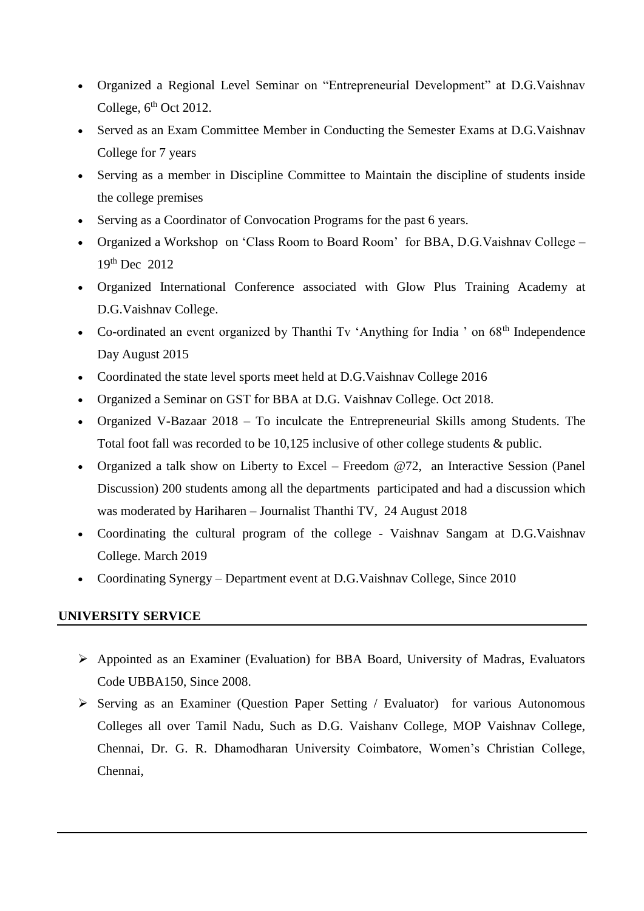- Organized a Regional Level Seminar on "Entrepreneurial Development" at D.G.Vaishnav College, 6th Oct 2012.
- Served as an Exam Committee Member in Conducting the Semester Exams at D.G.Vaishnav College for 7 years
- Serving as a member in Discipline Committee to Maintain the discipline of students inside the college premises
- Serving as a Coordinator of Convocation Programs for the past 6 years.
- Organized a Workshop on 'Class Room to Board Room' for BBA, D.G.Vaishnav College – 19th Dec 2012
- Organized International Conference associated with Glow Plus Training Academy at D.G.Vaishnav College.
- Co-ordinated an event organized by Thanthi Tv 'Anything for India ' on 68th Independence Day August 2015
- Coordinated the state level sports meet held at D.G.Vaishnav College 2016
- Organized a Seminar on GST for BBA at D.G. Vaishnav College. Oct 2018.
- Organized V-Bazaar 2018 – To inculcate the Entrepreneurial Skills among Students. The Total foot fall was recorded to be 10,125 inclusive of other college students & public.
- Organized a talk show on Liberty to Excel – Freedom @72, an Interactive Session (Panel Discussion) 200 students among all the departments participated and had a discussion which was moderated by Hariharen – Journalist Thanthi TV, 24 August 2018
- Coordinating the cultural program of the college - Vaishnav Sangam at D.G.Vaishnav College. March 2019
- Coordinating Synergy – Department event at D.G.Vaishnav College, Since 2010

## UNIVERSITY SERVICE

- Appointed as an Examiner (Evaluation) for BBA Board, University of Madras, Evaluators Code UBBA150, Since 2008.
- Serving as an Examiner (Question Paper Setting / Evaluator) for various Autonomous Colleges all over Tamil Nadu, Such as D.G. Vaishanv College, MOP Vaishnav College, Chennai, Dr. G. R. Dhamodharan University Coimbatore, Women's Christian College, Chennai,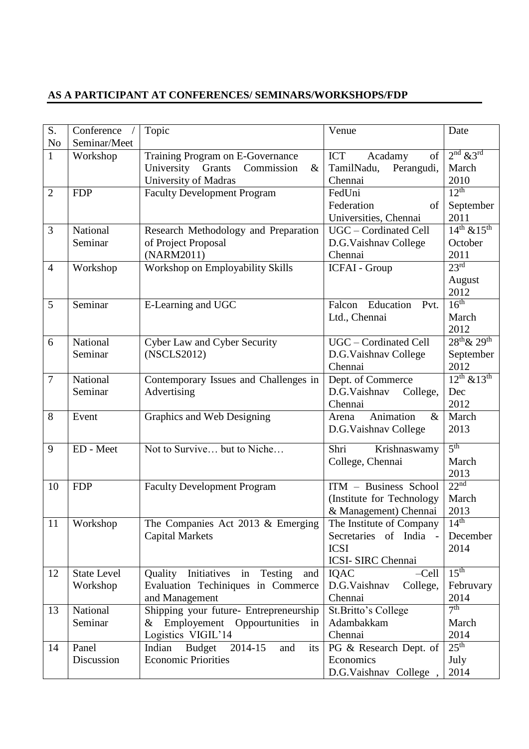## AS A PARTICIPANT AT CONFERENCES/ SEMINARS/WORKSHOPS/FDP

| S. No | Conference / Seminar/Meet | Topic | Venue | Date |
|---|---|---|---|---|
| 1 | Workshop | Training Program on E-Governance University Grants Commission & University of Madras | ICT Acadamy of TamilNadu, Perangudi, Chennai | 2nd &3rd March 2010 |
| 2 | FDP | Faculty Development Program | FedUni Federation of Universities, Chennai | 12th September 2011 |
| 3 | National Seminar | Research Methodology and Preparation of Project Proposal (NARM2011) | UGC – Cordinated Cell D.G.Vaishnav College Chennai | 14th &15th October 2011 |
| 4 | Workshop | Workshop on Employability Skills | ICFAI - Group | 23rd August 2012 |
| 5 | Seminar | E-Learning and UGC | Falcon Education Pvt. Ltd., Chennai | 16th March 2012 |
| 6 | National Seminar | Cyber Law and Cyber Security (NSCLS2012) | UGC – Cordinated Cell D.G.Vaishnav College Chennai | 28th& 29th September 2012 |
| 7 | National Seminar | Contemporary Issues and Challenges in Advertising | Dept. of Commerce D.G.Vaishnav College, Chennai | 12th &13th Dec 2012 |
| 8 | Event | Graphics and Web Designing | Arena Animation & D.G.Vaishnav College | March 2013 |
| 9 | ED - Meet | Not to Survive… but to Niche… | Shri Krishnaswamy College, Chennai | 5th March 2013 |
| 10 | FDP | Faculty Development Program | ITM – Business School (Institute for Technology & Management) Chennai | 22nd March 2013 |
| 11 | Workshop | The Companies Act 2013 & Emerging Capital Markets | The Institute of Company Secretaries of India - ICSI ICSI- SIRC Chennai | 14th December 2014 |
| 12 | State Level Workshop | Quality Initiatives in Testing and Evaluation Techiniques in Commerce and Management | IQAC –Cell D.G.Vaishnav College, Chennai | 15th Februvary 2014 |
| 13 | National Seminar | Shipping your future- Entrepreneurship & Employement Oppourtunities in Logistics VIGIL'14 | St.Britto's College Adambakkam Chennai | 7th March 2014 |
| 14 | Panel Discussion | Indian Budget 2014-15 and its Economic Priorities | PG & Research Dept. of Economics D.G.Vaishnav College , | 25th July 2014 |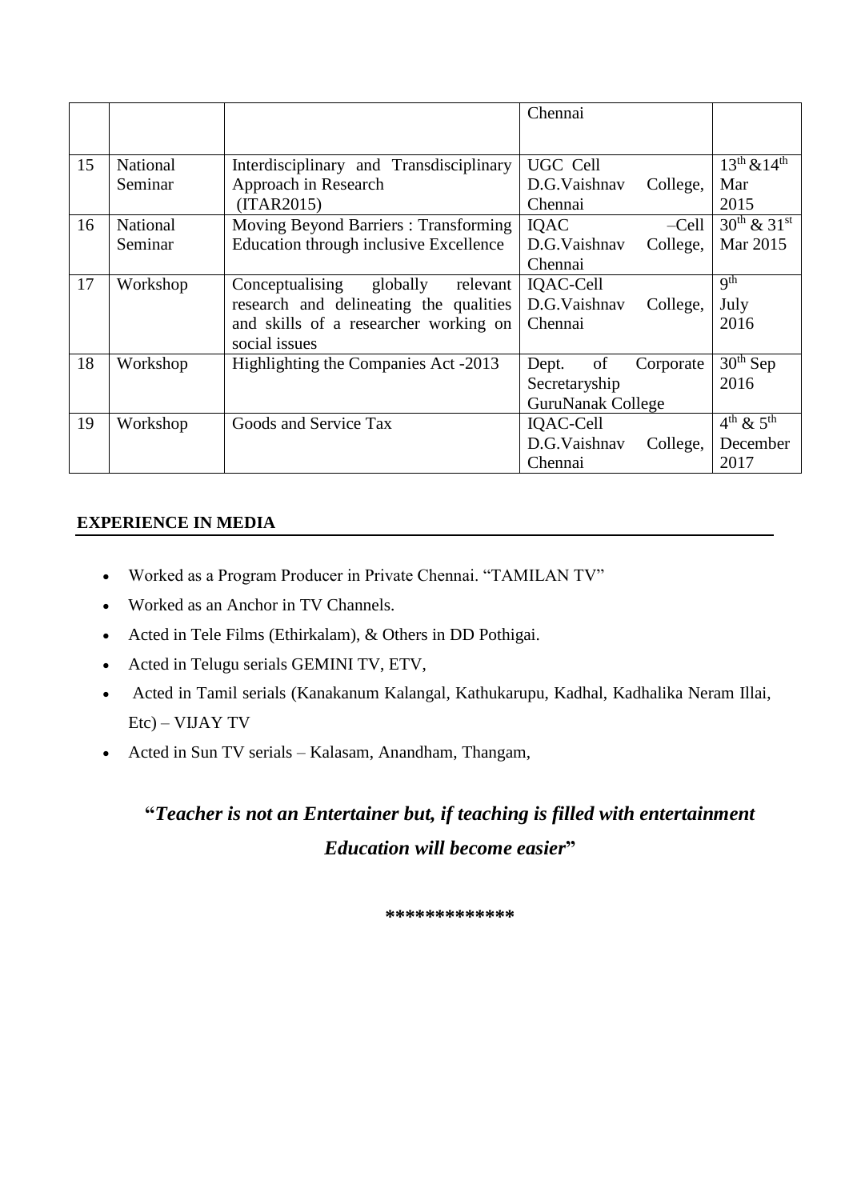| | | | | |
|---|---|---|---|---|
| | | | Chennai | |
| 15 | National Seminar | Interdisciplinary and Transdisciplinary Approach in Research (ITAR2015) | UGC Cell D.G.Vaishnav College, Chennai | $13^{th}$ &$14^{th}$ Mar 2015 |
| 16 | National Seminar | Moving Beyond Barriers : Transforming Education through inclusive Excellence | IQAC –Cell D.G.Vaishnav College, Chennai | $30^{th}$ & $31^{st}$ Mar 2015 |
| 17 | Workshop | Conceptualising globally relevant research and delineating the qualities and skills of a researcher working on social issues | IQAC-Cell D.G.Vaishnav College, Chennai | $9^{th}$ July 2016 |
| 18 | Workshop | Highlighting the Companies Act -2013 | Dept. of Corporate Secretaryship GuruNanak College | $30^{th}$ Sep 2016 |
| 19 | Workshop | Goods and Service Tax | IQAC-Cell D.G.Vaishnav College, Chennai | $4^{th}$ & $5^{th}$ December 2017 |

## EXPERIENCE IN MEDIA

- Worked as a Program Producer in Private Chennai. "TAMILAN TV"
- Worked as an Anchor in TV Channels.
- Acted in Tele Films (Ethirkalam), & Others in DD Pothigai.
- Acted in Telugu serials GEMINI TV, ETV,
- Acted in Tamil serials (Kanakanum Kalangal, Kathukarupu, Kadhal, Kadhalika Neram Illai, Etc) – VIJAY TV
- Acted in Sun TV serials – Kalasam, Anandham, Thangam,

**"*Teacher is not an Entertainer but, if teaching is filled with entertainment Education will become easier*"**

**\*************